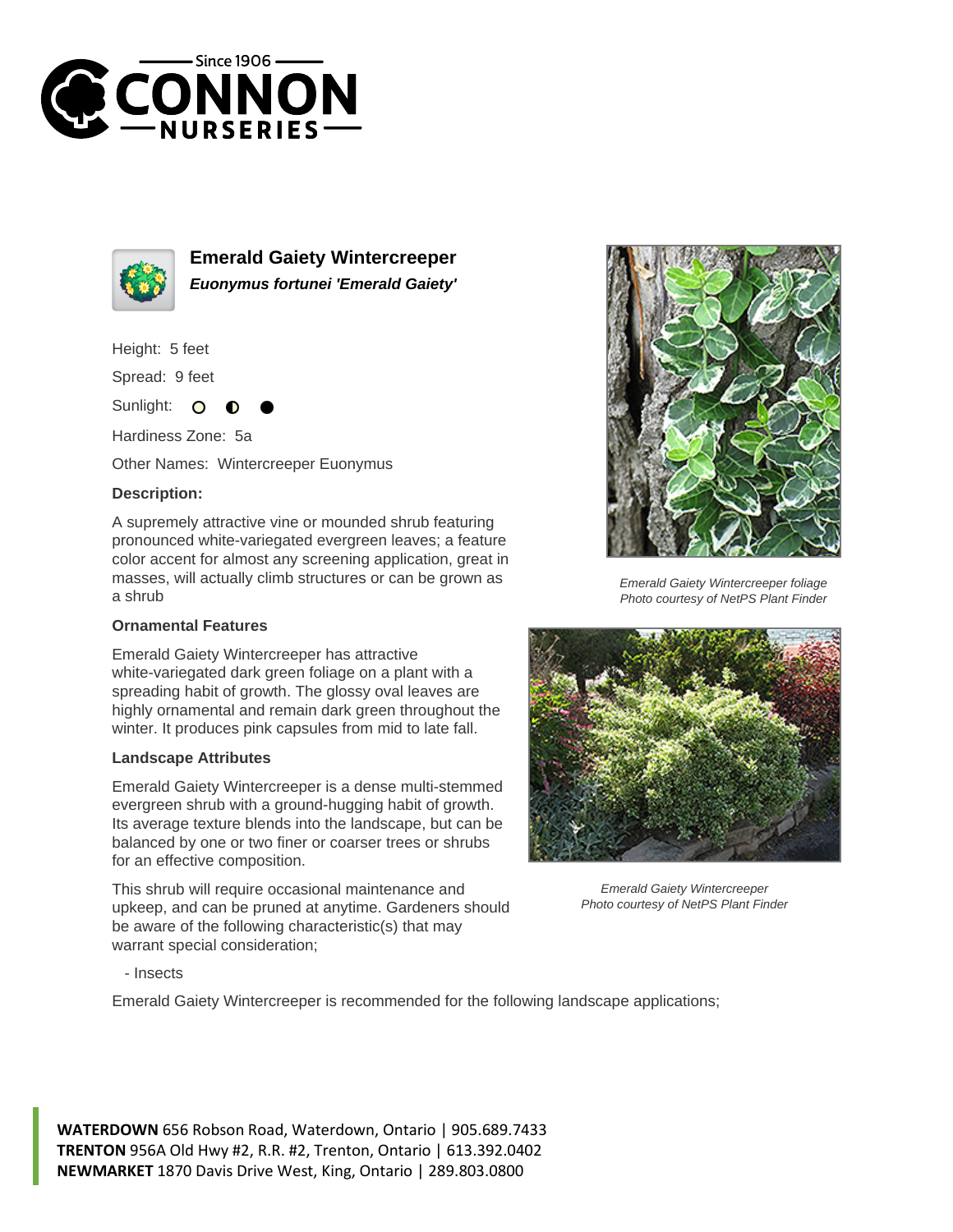# Emerald Gaiety Wintercreeper

***Euonymus fortunei 'Emerald Gaiety'***

Height: 5 feet

Spread: 9 feet

Sunlight: ○ ◐ ●

Hardiness Zone: 5a

Other Names: Wintercreeper Euonymus

**Description:**

A supremely attractive vine or mounded shrub featuring pronounced white-variegated evergreen leaves; a feature color accent for almost any screening application, great in masses, will actually climb structures or can be grown as a shrub

**Ornamental Features**

Emerald Gaiety Wintercreeper has attractive white-variegated dark green foliage on a plant with a spreading habit of growth. The glossy oval leaves are highly ornamental and remain dark green throughout the winter. It produces pink capsules from mid to late fall.

**Landscape Attributes**

Emerald Gaiety Wintercreeper is a dense multi-stemmed evergreen shrub with a ground-hugging habit of growth. Its average texture blends into the landscape, but can be balanced by one or two finer or coarser trees or shrubs for an effective composition.

This shrub will require occasional maintenance and upkeep, and can be pruned at anytime. Gardeners should be aware of the following characteristic(s) that may warrant special consideration;

- Insects

Emerald Gaiety Wintercreeper is recommended for the following landscape applications;

*Emerald Gaiety Wintercreeper foliage*
*Photo courtesy of NetPS Plant Finder*

*Emerald Gaiety Wintercreeper*
*Photo courtesy of NetPS Plant Finder*

**WATERDOWN** 656 Robson Road, Waterdown, Ontario | 905.689.7433
**TRENTON** 956A Old Hwy #2, R.R. #2, Trenton, Ontario | 613.392.0402
**NEWMARKET** 1870 Davis Drive West, King, Ontario | 289.803.0800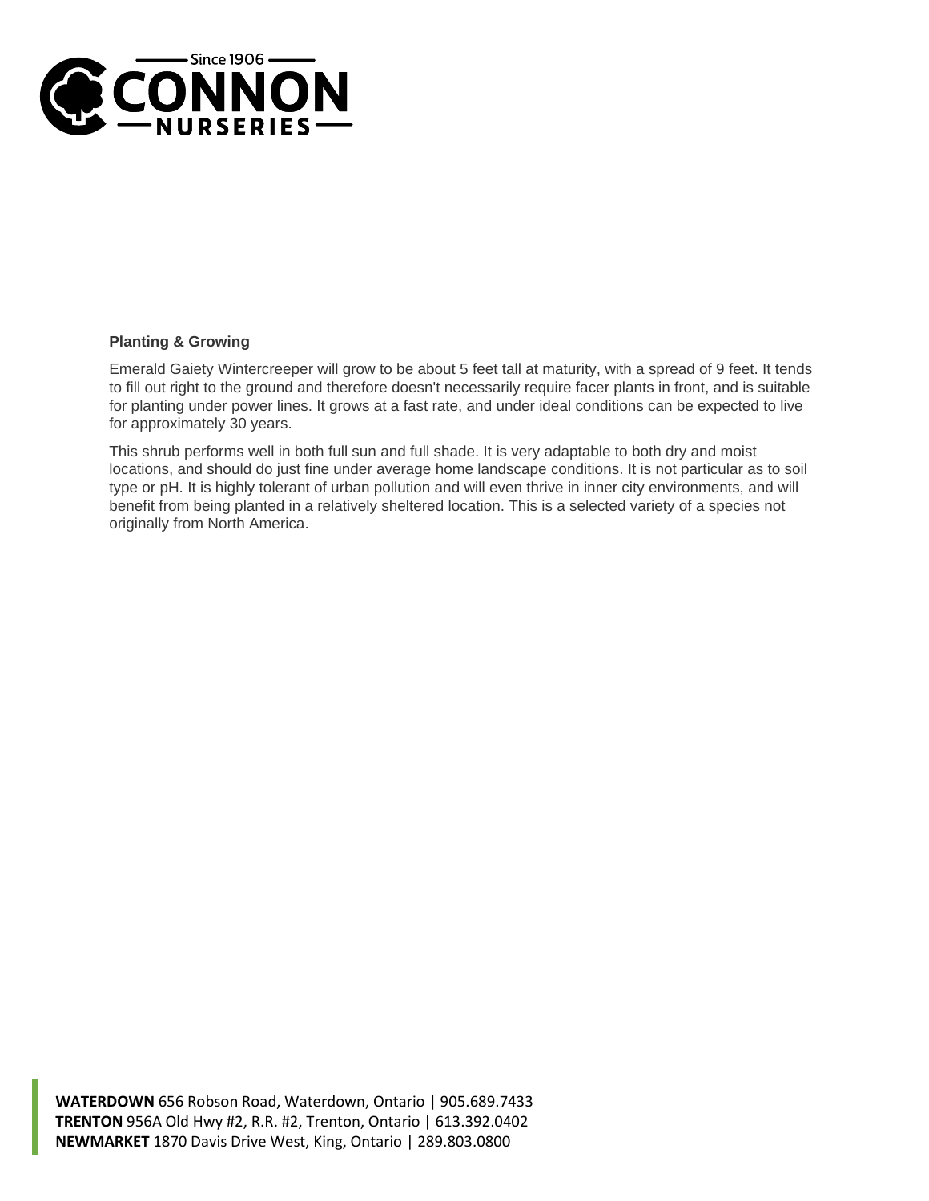### Planting & Growing

Emerald Gaiety Wintercreeper will grow to be about 5 feet tall at maturity, with a spread of 9 feet. It tends to fill out right to the ground and therefore doesn't necessarily require facer plants in front, and is suitable for planting under power lines. It grows at a fast rate, and under ideal conditions can be expected to live for approximately 30 years.

This shrub performs well in both full sun and full shade. It is very adaptable to both dry and moist locations, and should do just fine under average home landscape conditions. It is not particular as to soil type or pH. It is highly tolerant of urban pollution and will even thrive in inner city environments, and will benefit from being planted in a relatively sheltered location. This is a selected variety of a species not originally from North America.